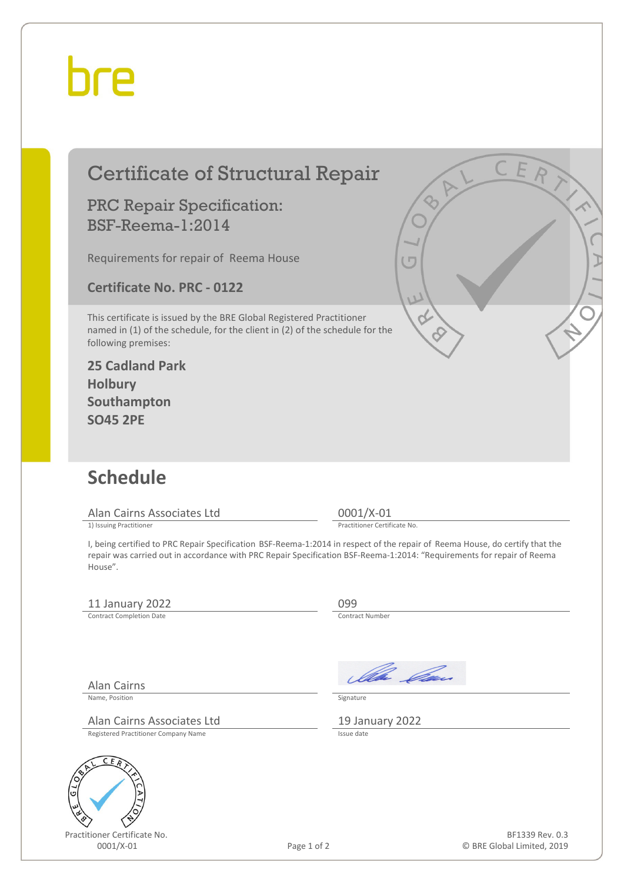bre

# Certificate of Structural Repair

## PRC Repair Specification: BSF-Reema-1:2014

Requirements for repair of Reema House

**Certificate No. PRC - 0122**

This certificate is issued by the BRE Global Registered Practitioner named in (1) of the schedule, for the client in (2) of the schedule for the following premises:

**25 Cadland Park**
**Holbury**
**Southampton**
**SO45 2PE**

## Schedule

| | |
|---|---|
| Alan Cairns Associates Ltd | 0001/X-01 |
| 1) Issuing Practitioner | Practitioner Certificate No. |

I, being certified to PRC Repair Specification BSF-Reema-1:2014 in respect of the repair of Reema House, do certify that the repair was carried out in accordance with PRC Repair Specification BSF-Reema-1:2014: "Requirements for repair of Reema House".

| | |
|---|---|
| 11 January 2022 | 099 |
| Contract Completion Date | Contract Number |
| Alan Cairns | |
| Name, Position | Signature |
| Alan Cairns Associates Ltd | 19 January 2022 |
| Registered Practitioner Company Name | Issue date |

Practitioner Certificate No.
0001/X-01

BF1339 Rev. 0.3
© BRE Global Limited, 2019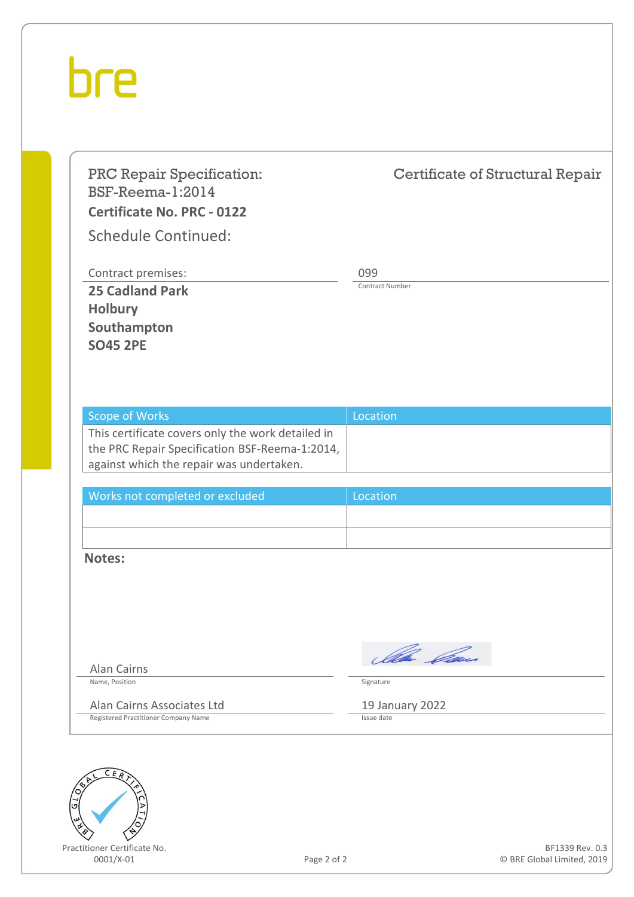bre

PRC Repair Specification:
BSF-Reema-1:2014

**Certificate No. PRC - 0122**

Certificate of Structural Repair

## Schedule Continued:

Contract premises:

**25 Cadland Park**
**Holbury**
**Southampton**
**SO45 2PE**

099
Contract Number

| Scope of Works | Location |
| --- | --- |
| This certificate covers only the work detailed in the PRC Repair Specification BSF-Reema-1:2014, against which the repair was undertaken. | |

| Works not completed or excluded | Location |
| --- | --- |
| | |
| | |

**Notes:**

Alan Cairns
Name, Position

Signature

Alan Cairns Associates Ltd
Registered Practitioner Company Name

19 January 2022
Issue date

BRE GLOBAL CERTIFICATION

Practitioner Certificate No.
0001/X-01

BF1339 Rev. 0.3
© BRE Global Limited, 2019